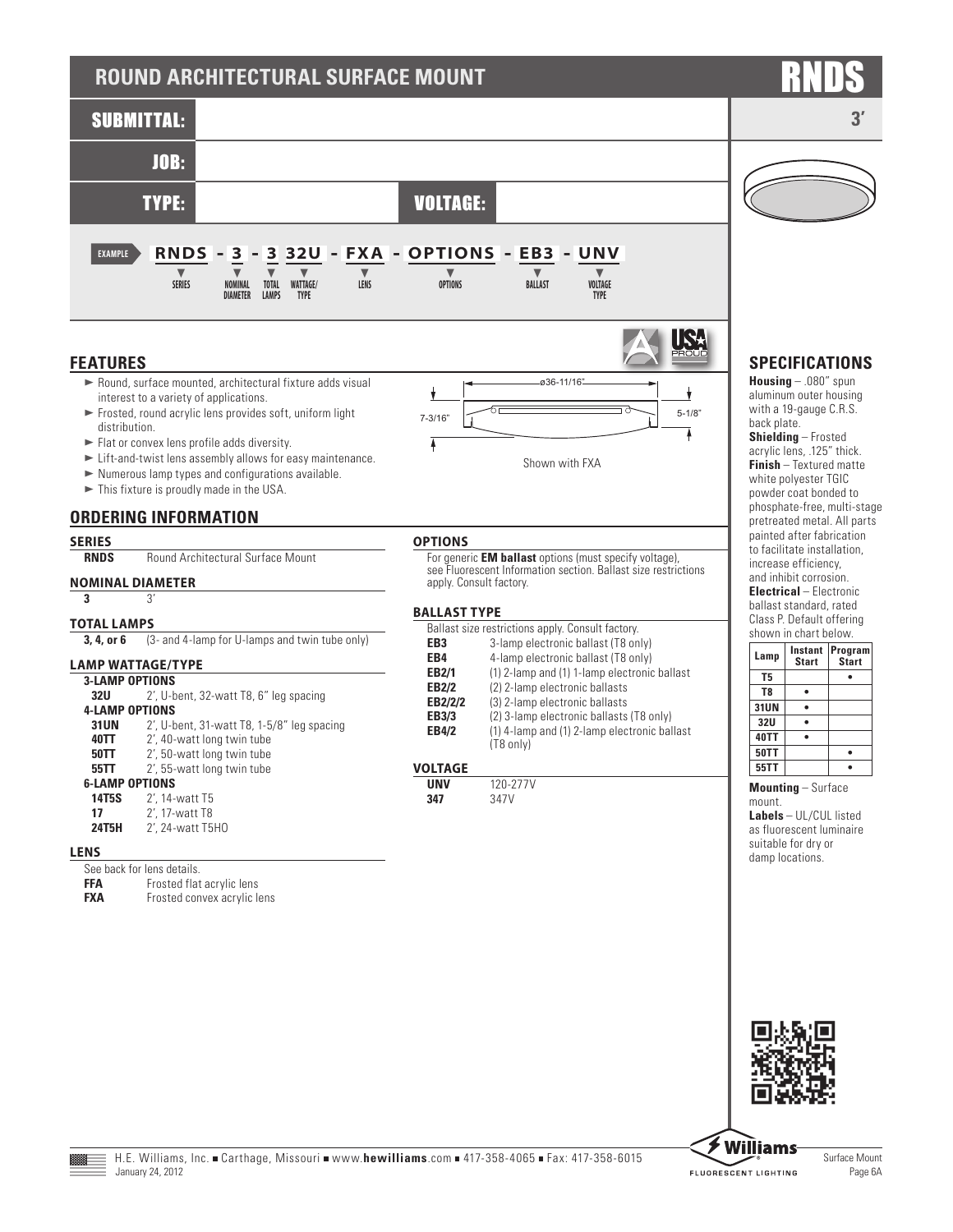# ROUND ARCHITECTURAL SURFACE MOUNT

# RNDS

**3′**

**SUBMITTAL:**

**JOB:**

**TYPE:** **VOLTAGE:**

EXAMPLE **RNDS - 3 - 3 32U - FXA - OPTIONS - EB3 - UNV**

SERIES | NOMINAL DIAMETER | TOTAL LAMPS | WATTAGE/TYPE | LENS | OPTIONS | BALLAST | VOLTAGE TYPE

## FEATURES

- Round, surface mounted, architectural fixture adds visual interest to a variety of applications.
- Frosted, round acrylic lens provides soft, uniform light distribution.
- Flat or convex lens profile adds diversity.
- Lift-and-twist lens assembly allows for easy maintenance.
- Numerous lamp types and configurations available.
- This fixture is proudly made in the USA.

ø36-11/16″
7-3/16″
5-1/8″

Shown with FXA

## ORDERING INFORMATION

### SERIES

**RNDS** Round Architectural Surface Mount

### NOMINAL DIAMETER

**3** 3′

### TOTAL LAMPS

**3, 4, or 6** (3- and 4-lamp for U-lamps and twin tube only)

### LAMP WATTAGE/TYPE

**3-LAMP OPTIONS**

**32U** 2′, U-bent, 32-watt T8, 6″ leg spacing

**4-LAMP OPTIONS**

**31UN** 2′, U-bent, 31-watt T8, 1-5/8″ leg spacing
**40TT** 2′, 40-watt long twin tube
**50TT** 2′, 50-watt long twin tube
**55TT** 2′, 55-watt long twin tube

**6-LAMP OPTIONS**

**14T5S** 2′, 14-watt T5
**17** 2′, 17-watt T8
**24T5H** 2′, 24-watt T5HO

### LENS

See back for lens details.

**FFA** Frosted flat acrylic lens
**FXA** Frosted convex acrylic lens

### OPTIONS

For generic **EM ballast** options (must specify voltage), see Fluorescent Information section. Ballast size restrictions apply. Consult factory.

### BALLAST TYPE

Ballast size restrictions apply. Consult factory.

**EB3** 3-lamp electronic ballast (T8 only)
**EB4** 4-lamp electronic ballast (T8 only)
**EB2/1** (1) 2-lamp and (1) 1-lamp electronic ballast
**EB2/2** (2) 2-lamp electronic ballasts
**EB2/2/2** (3) 2-lamp electronic ballasts
**EB3/3** (2) 3-lamp electronic ballasts (T8 only)
**EB4/2** (1) 4-lamp and (1) 2-lamp electronic ballast (T8 only)

### VOLTAGE

**UNV** 120-277V
**347** 347V

## SPECIFICATIONS

**Housing** – .080″ spun aluminum outer housing with a 19-gauge C.R.S. back plate.

**Shielding** – Frosted acrylic lens, .125″ thick.

**Finish** – Textured matte white polyester TGIC powder coat bonded to phosphate-free, multi-stage pretreated metal. All parts painted after fabrication to facilitate installation, increase efficiency, and inhibit corrosion.

**Electrical** – Electronic ballast standard, rated Class P. Default offering shown in chart below.

| Lamp | Instant Start | Program Start |
|---|---|---|
| T5 | | • |
| T8 | • | |
| 31UN | • | |
| 32U | • | |
| 40TT | • | |
| 50TT | | • |
| 55TT | | • |

**Mounting** – Surface mount.

**Labels** – UL/CUL listed as fluorescent luminaire suitable for dry or damp locations.

H.E. Williams, Inc. ■ Carthage, Missouri ■ www.hewilliams.com ■ 417-358-4065 ■ Fax: 417-358-6015
January 24, 2012

Surface Mount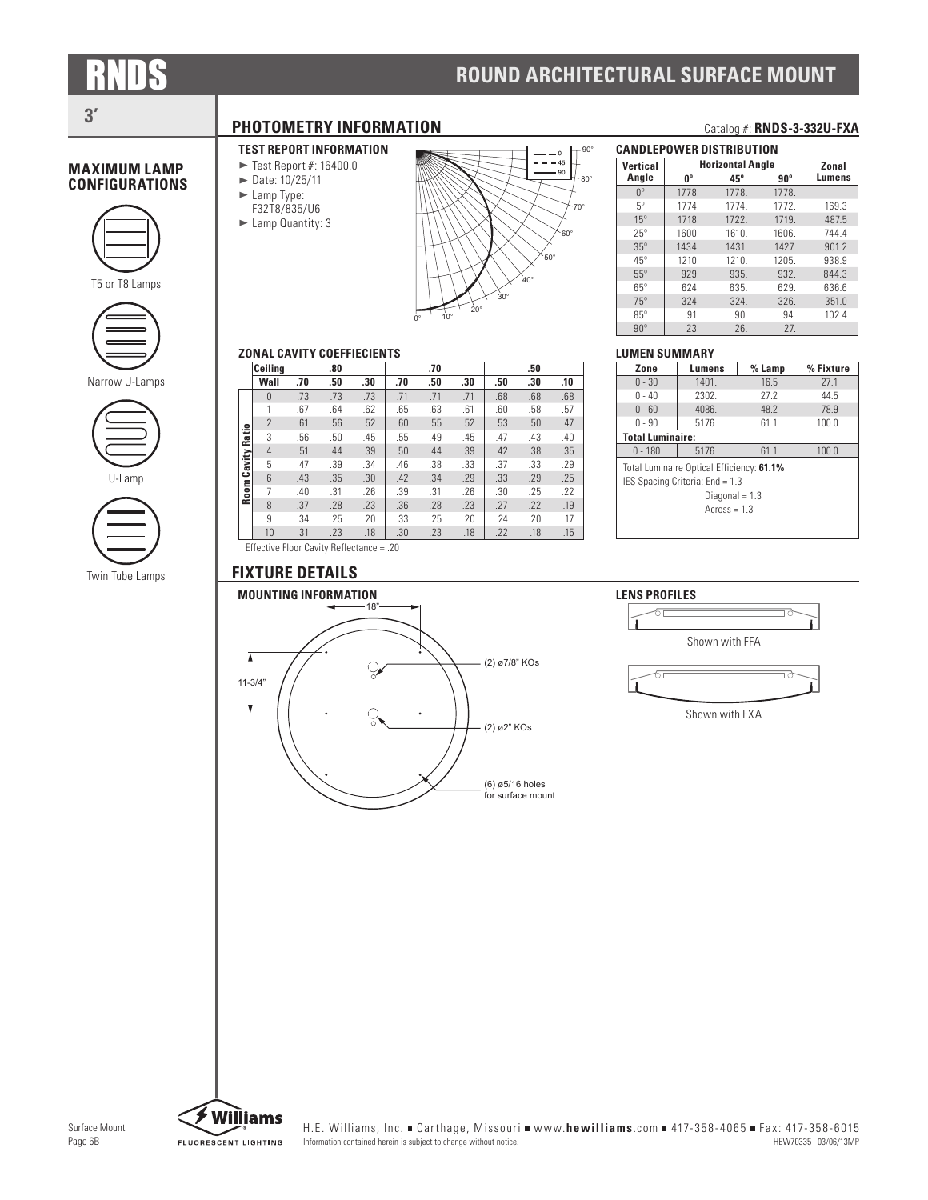# RNDS

## ROUND ARCHITECTURAL SURFACE MOUNT

**3'**

### MAXIMUM LAMP CONFIGURATIONS

T5 or T8 Lamps

Narrow U-Lamps

U-Lamp

Twin Tube Lamps

## PHOTOMETRY INFORMATION

Catalog #: **RNDS-3-332U-FXA**

### TEST REPORT INFORMATION

- Test Report #: 16400.0
- Date: 10/25/11
- Lamp Type: F32T8/835/U6
- Lamp Quantity: 3

0
45
90
90°
80°
70°
60°
50°
40°
30°
20°
10°
0°

### CANDLEPOWER DISTRIBUTION

| Vertical Angle | Horizontal Angle 0° | 45° | 90° | Zonal Lumens |
|---|---|---|---|---|
| 0° | 1778. | 1778. | 1778. | |
| 5° | 1774. | 1774. | 1772. | 169.3 |
| 15° | 1718. | 1722. | 1719. | 487.5 |
| 25° | 1600. | 1610. | 1606. | 744.4 |
| 35° | 1434. | 1431. | 1427. | 901.2 |
| 45° | 1210. | 1210. | 1205. | 938.9 |
| 55° | 929. | 935. | 932. | 844.3 |
| 65° | 624. | 635. | 629. | 636.6 |
| 75° | 324. | 324. | 326. | 351.0 |
| 85° | 91. | 90. | 94. | 102.4 |
| 90° | 23. | 26. | 27. | |

### ZONAL CAVITY COEFFIECIENTS

| Ceiling | .80 | | | .70 | | | .50 | | |
|---|---|---|---|---|---|---|---|---|---|
| Wall | .70 | .50 | .30 | .70 | .50 | .30 | .50 | .30 | .10 |
| Room Cavity Ratio 0 | .73 | .73 | .73 | .71 | .71 | .71 | .68 | .68 | .68 |
| 1 | .67 | .64 | .62 | .65 | .63 | .61 | .60 | .58 | .57 |
| 2 | .61 | .56 | .52 | .60 | .55 | .52 | .53 | .50 | .47 |
| 3 | .56 | .50 | .45 | .55 | .49 | .45 | .47 | .43 | .40 |
| 4 | .51 | .44 | .39 | .50 | .44 | .39 | .42 | .38 | .35 |
| 5 | .47 | .39 | .34 | .46 | .38 | .33 | .37 | .33 | .29 |
| 6 | .43 | .35 | .30 | .42 | .34 | .29 | .33 | .29 | .25 |
| 7 | .40 | .31 | .26 | .39 | .31 | .26 | .30 | .25 | .22 |
| 8 | .37 | .28 | .23 | .36 | .28 | .23 | .27 | .22 | .19 |
| 9 | .34 | .25 | .20 | .33 | .25 | .20 | .24 | .20 | .17 |
| 10 | .31 | .23 | .18 | .30 | .23 | .18 | .22 | .18 | .15 |

Effective Floor Cavity Reflectance = .20

### LUMEN SUMMARY

| Zone | Lumens | % Lamp | % Fixture |
|---|---|---|---|
| 0 - 30 | 1401. | 16.5 | 27.1 |
| 0 - 40 | 2302. | 27.2 | 44.5 |
| 0 - 60 | 4086. | 48.2 | 78.9 |
| 0 - 90 | 5176. | 61.1 | 100.0 |
| **Total Luminaire:** | | | |
| 0 - 180 | 5176. | 61.1 | 100.0 |

Total Luminaire Optical Efficiency: **61.1%**
IES Spacing Criteria: End = 1.3
Diagonal = 1.3
Across = 1.3

## FIXTURE DETAILS

### MOUNTING INFORMATION

18"
11-3/4"
(2) ø7/8" KOs
(2) ø2" KOs
(6) ø5/16 holes for surface mount

### LENS PROFILES

Shown with FFA

Shown with FXA

H.E. Williams, Inc. ■ Carthage, Missouri ■ www.hewilliams.com ■ 417-358-4065 ■ Fax: 417-358-6015
Information contained herein is subject to change without notice.
HEW70335 03/06/13MP